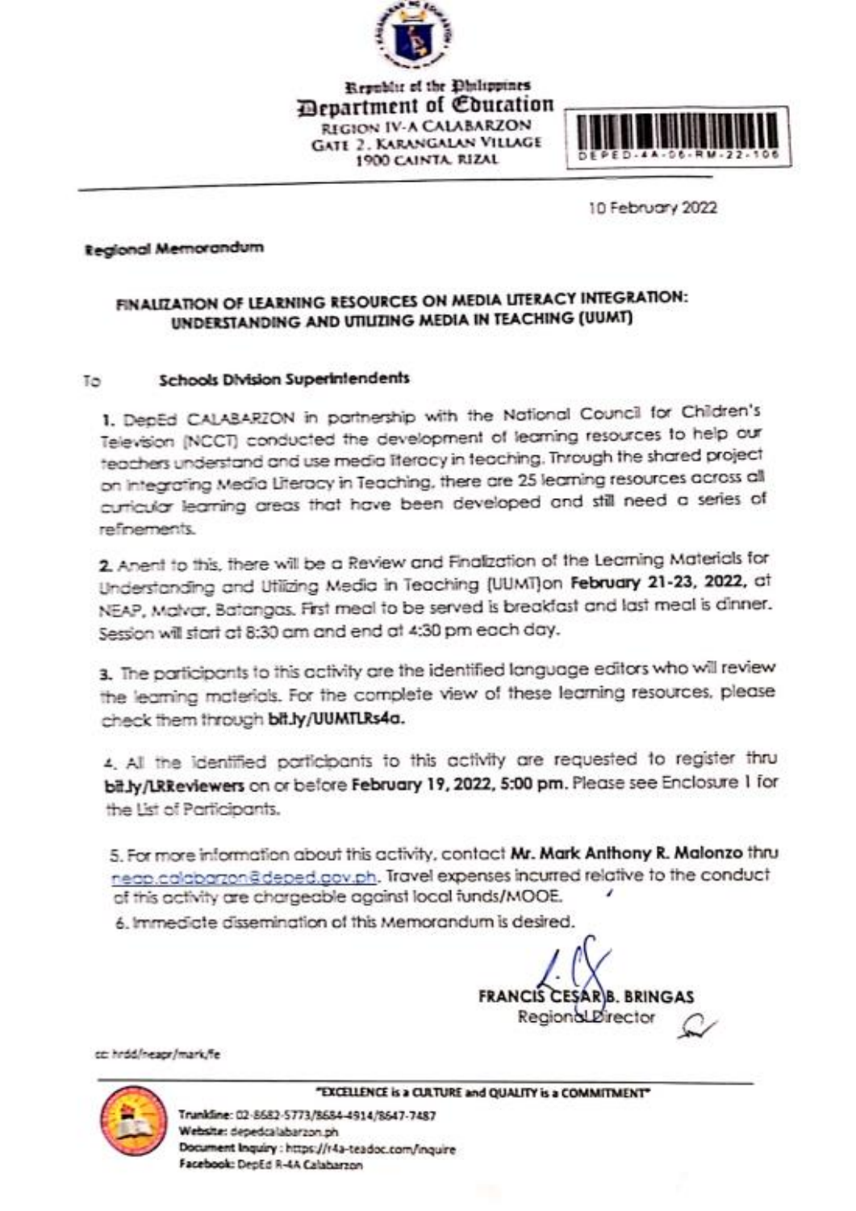Republic of the Philippines
Department of Education
REGION IV-A CALABARZON
GATE 2, KARANGALAN VILLAGE
1900 CAINTA, RIZAL

DEPED-4A-06-RM-22-106

10 February 2022

**Regional Memorandum**

**FINALIZATION OF LEARNING RESOURCES ON MEDIA LITERACY INTEGRATION: UNDERSTANDING AND UTILIZING MEDIA IN TEACHING (UUMT)**

To **Schools Division Superintendents**

1. DepEd CALABARZON in partnership with the National Council for Children's Television (NCCT) conducted the development of learning resources to help our teachers understand and use media literacy in teaching. Through the shared project on integrating Media Literacy in Teaching, there are 25 learning resources across all curricular learning areas that have been developed and still need a series of refinements.

2. Anent to this, there will be a Review and Finalization of the Learning Materials for Understanding and Utilizing Media in Teaching (UUMT)on **February 21-23, 2022,** at NEAP, Malvar, Batangas. First meal to be served is breakfast and last meal is dinner. Session will start at 8:30 am and end at 4:30 pm each day.

3. The participants to this activity are the identified language editors who will review the learning materials. For the complete view of these learning resources, please check them through **bit.ly/UUMTLRs4a.**

4. All the identified participants to this activity are requested to register thru **bit.ly/LRReviewers** on or before **February 19, 2022, 5:00 pm.** Please see Enclosure 1 for the List of Participants.

5. For more information about this activity, contact **Mr. Mark Anthony R. Malonzo** thru neap.calabarzon@deped.gov.ph. Travel expenses incurred relative to the conduct of this activity are chargeable against local funds/MOOE.

6. Immediate dissemination of this Memorandum is desired.

**FRANCIS CESAR B. BRINGAS**
Regional Director

cc: hrdd/neapr/mark/fe

"EXCELLENCE is a CULTURE and QUALITY is a COMMITMENT"

Trunkline: 02-8682-5773/8684-4914/8647-7487
Website: depedcalabarzon.ph
Document Inquiry: https://r4a-teadoc.com/inquire
Facebook: DepEd R-4A Calabarzon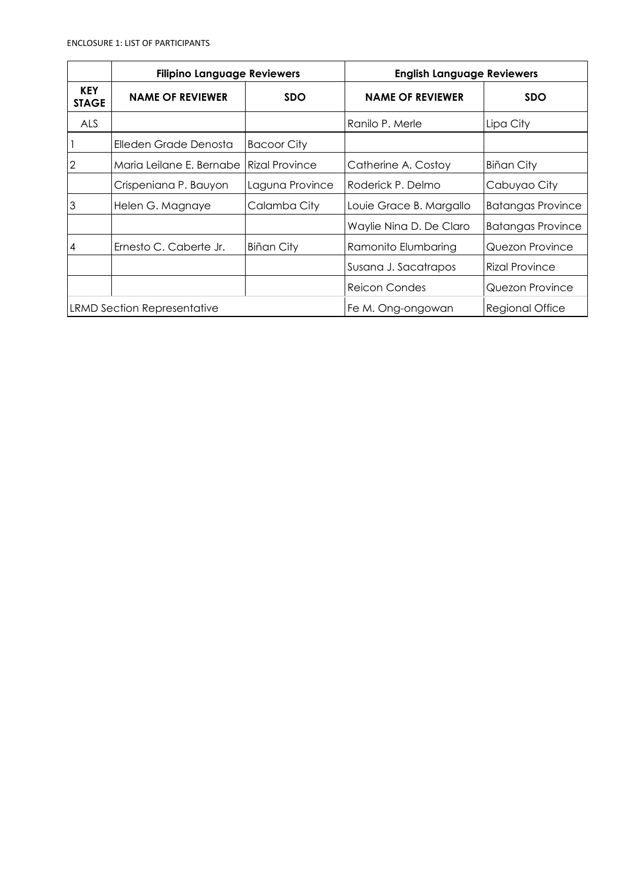ENCLOSURE 1: LIST OF PARTICIPANTS

| | Filipino Language Reviewers | | English Language Reviewers | |
|---|---|---|---|---|
| **KEY STAGE** | **NAME OF REVIEWER** | **SDO** | **NAME OF REVIEWER** | **SDO** |
| ALS | | | Ranilo P. Merle | Lipa City |
| 1 | Elleden Grade Denosta | Bacoor City | | |
| 2 | Maria Leilane E. Bernabe | Rizal Province | Catherine A. Costoy | Biñan City |
| | Crispeniana P. Bauyon | Laguna Province | Roderick P. Delmo | Cabuyao City |
| 3 | Helen G. Magnaye | Calamba City | Louie Grace B. Margallo | Batangas Province |
| | | | Waylie Nina D. De Claro | Batangas Province |
| 4 | Ernesto C. Caberte Jr. | Biñan City | Ramonito Elumbaring | Quezon Province |
| | | | Susana J. Sacatrapos | Rizal Province |
| | | | Reicon Condes | Quezon Province |
| LRMD Section Representative | | | Fe M. Ong-ongowan | Regional Office |